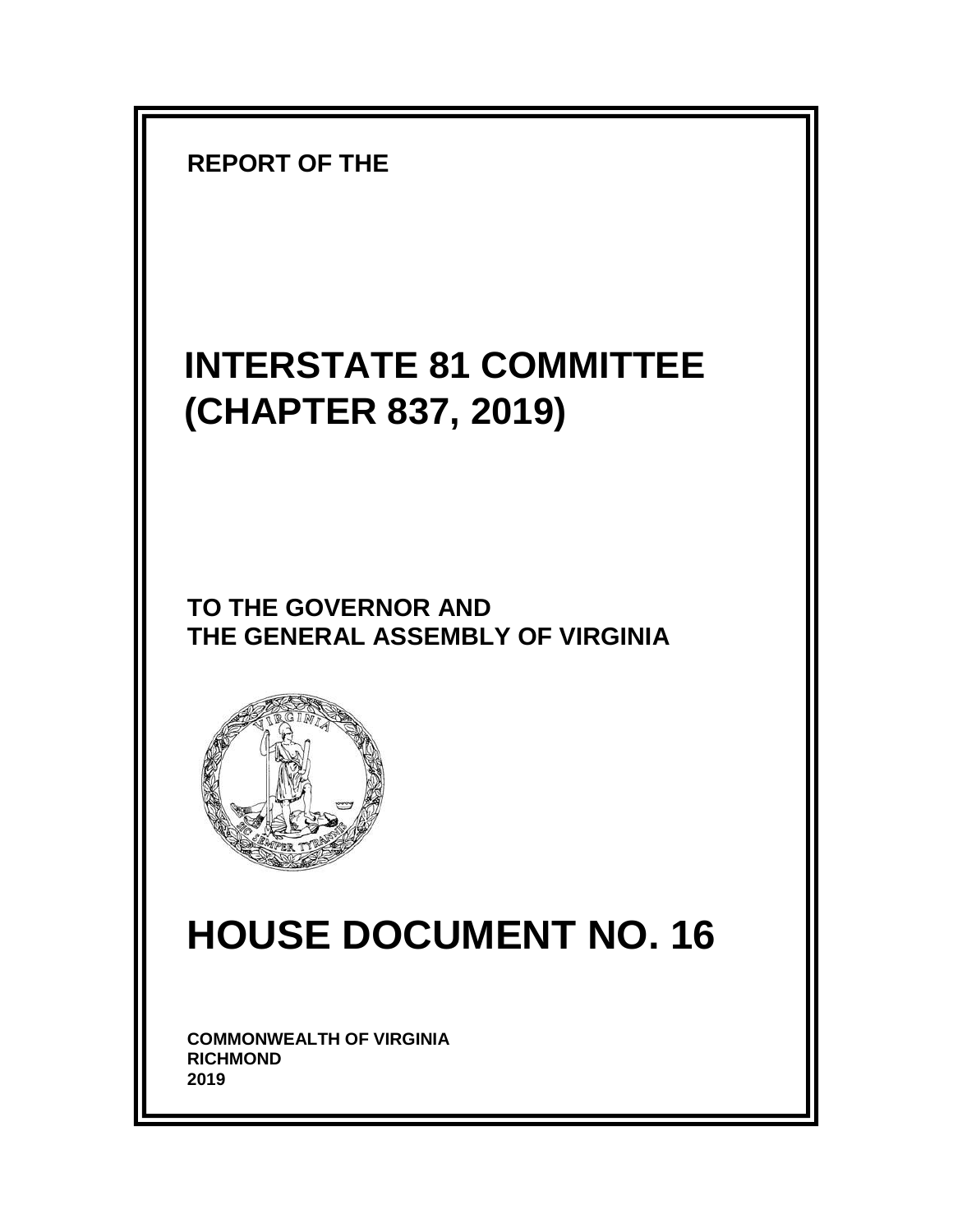**REPORT OF THE**

# INTERSTATE 81 COMMITTEE (CHAPTER 837, 2019)

**TO THE GOVERNOR AND THE GENERAL ASSEMBLY OF VIRGINIA**

# HOUSE DOCUMENT NO. 16

**COMMONWEALTH OF VIRGINIA**
**RICHMOND**
**2019**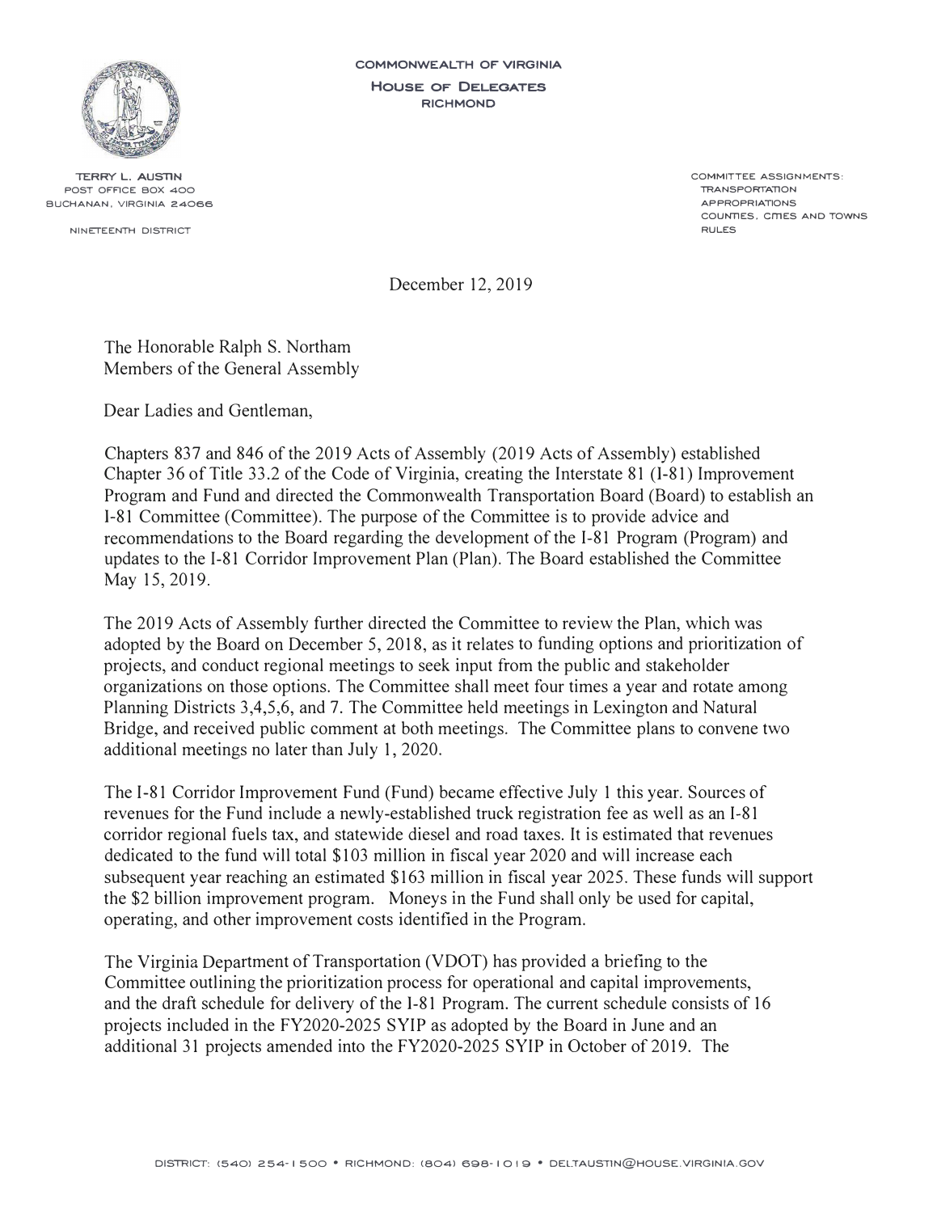COMMONWEALTH OF VIRGINIA

HOUSE OF DELEGATES

RICHMOND

TERRY L. AUSTIN
POST OFFICE BOX 400
BUCHANAN, VIRGINIA 24066

NINETEENTH DISTRICT

COMMITTEE ASSIGNMENTS:
TRANSPORTATION
APPROPRIATIONS
COUNTIES, CITIES AND TOWNS
RULES

December 12, 2019

The Honorable Ralph S. Northam
Members of the General Assembly

Dear Ladies and Gentleman,

Chapters 837 and 846 of the 2019 Acts of Assembly (2019 Acts of Assembly) established Chapter 36 of Title 33.2 of the Code of Virginia, creating the Interstate 81 (I-81) Improvement Program and Fund and directed the Commonwealth Transportation Board (Board) to establish an I-81 Committee (Committee). The purpose of the Committee is to provide advice and recommendations to the Board regarding the development of the I-81 Program (Program) and updates to the I-81 Corridor Improvement Plan (Plan). The Board established the Committee May 15, 2019.

The 2019 Acts of Assembly further directed the Committee to review the Plan, which was adopted by the Board on December 5, 2018, as it relates to funding options and prioritization of projects, and conduct regional meetings to seek input from the public and stakeholder organizations on those options. The Committee shall meet four times a year and rotate among Planning Districts 3,4,5,6, and 7. The Committee held meetings in Lexington and Natural Bridge, and received public comment at both meetings. The Committee plans to convene two additional meetings no later than July 1, 2020.

The I-81 Corridor Improvement Fund (Fund) became effective July 1 this year. Sources of revenues for the Fund include a newly-established truck registration fee as well as an I-81 corridor regional fuels tax, and statewide diesel and road taxes. It is estimated that revenues dedicated to the fund will total $103 million in fiscal year 2020 and will increase each subsequent year reaching an estimated $163 million in fiscal year 2025. These funds will support the $2 billion improvement program. Moneys in the Fund shall only be used for capital, operating, and other improvement costs identified in the Program.

The Virginia Department of Transportation (VDOT) has provided a briefing to the Committee outlining the prioritization process for operational and capital improvements, and the draft schedule for delivery of the I-81 Program. The current schedule consists of 16 projects included in the FY2020-2025 SYIP as adopted by the Board in June and an additional 31 projects amended into the FY2020-2025 SYIP in October of 2019. The

DISTRICT: (540) 254-1500 • RICHMOND: (804) 698-1019 • DELTAUSTIN@HOUSE.VIRGINIA.GOV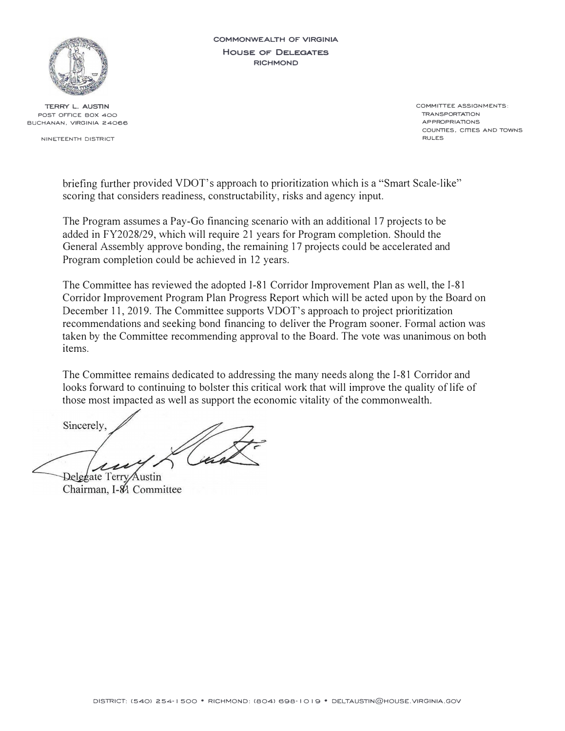COMMONWEALTH OF VIRGINIA
HOUSE OF DELEGATES
RICHMOND

TERRY L. AUSTIN
POST OFFICE BOX 400
BUCHANAN, VIRGINIA 24066

NINETEENTH DISTRICT

COMMITTEE ASSIGNMENTS:
TRANSPORTATION
APPROPRIATIONS
COUNTIES, CITIES AND TOWNS
RULES

briefing further provided VDOT's approach to prioritization which is a "Smart Scale-like" scoring that considers readiness, constructability, risks and agency input.

The Program assumes a Pay-Go financing scenario with an additional 17 projects to be added in FY2028/29, which will require 21 years for Program completion. Should the General Assembly approve bonding, the remaining 17 projects could be accelerated and Program completion could be achieved in 12 years.

The Committee has reviewed the adopted I-81 Corridor Improvement Plan as well, the I-81 Corridor Improvement Program Plan Progress Report which will be acted upon by the Board on December 11, 2019. The Committee supports VDOT's approach to project prioritization recommendations and seeking bond financing to deliver the Program sooner. Formal action was taken by the Committee recommending approval to the Board. The vote was unanimous on both items.

The Committee remains dedicated to addressing the many needs along the I-81 Corridor and looks forward to continuing to bolster this critical work that will improve the quality of life of those most impacted as well as support the economic vitality of the commonwealth.

Sincerely,

Delegate Terry Austin
Chairman, I-81 Committee

DISTRICT: (540) 254-1500 • RICHMOND: (804) 698-1019 • DELTAUSTIN@HOUSE.VIRGINIA.GOV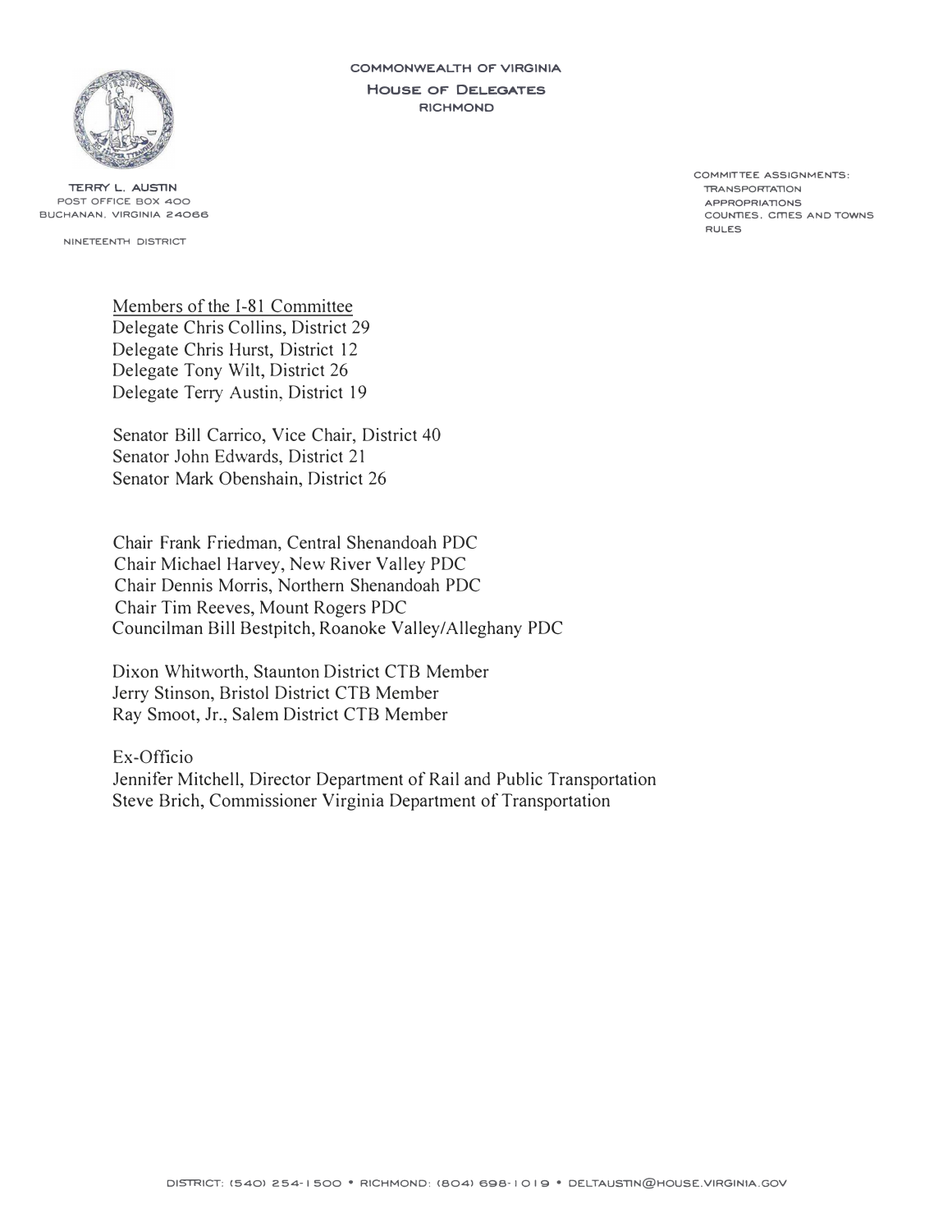COMMONWEALTH OF VIRGINIA

HOUSE OF DELEGATES

RICHMOND

TERRY L. AUSTIN
POST OFFICE BOX 400
BUCHANAN, VIRGINIA 24066

NINETEENTH DISTRICT

COMMITTEE ASSIGNMENTS:
TRANSPORTATION
APPROPRIATIONS
COUNTIES, CITIES AND TOWNS
RULES

Members of the I-81 Committee

Delegate Chris Collins, District 29
Delegate Chris Hurst, District 12
Delegate Tony Wilt, District 26
Delegate Terry Austin, District 19

Senator Bill Carrico, Vice Chair, District 40
Senator John Edwards, District 21
Senator Mark Obenshain, District 26

Chair Frank Friedman, Central Shenandoah PDC
Chair Michael Harvey, New River Valley PDC
Chair Dennis Morris, Northern Shenandoah PDC
Chair Tim Reeves, Mount Rogers PDC
Councilman Bill Bestpitch, Roanoke Valley/Alleghany PDC

Dixon Whitworth, Staunton District CTB Member
Jerry Stinson, Bristol District CTB Member
Ray Smoot, Jr., Salem District CTB Member

Ex-Officio
Jennifer Mitchell, Director Department of Rail and Public Transportation
Steve Brich, Commissioner Virginia Department of Transportation

DISTRICT: (540) 254-1500 • RICHMOND: (804) 698-1019 • DELTAUSTIN@HOUSE.VIRGINIA.GOV